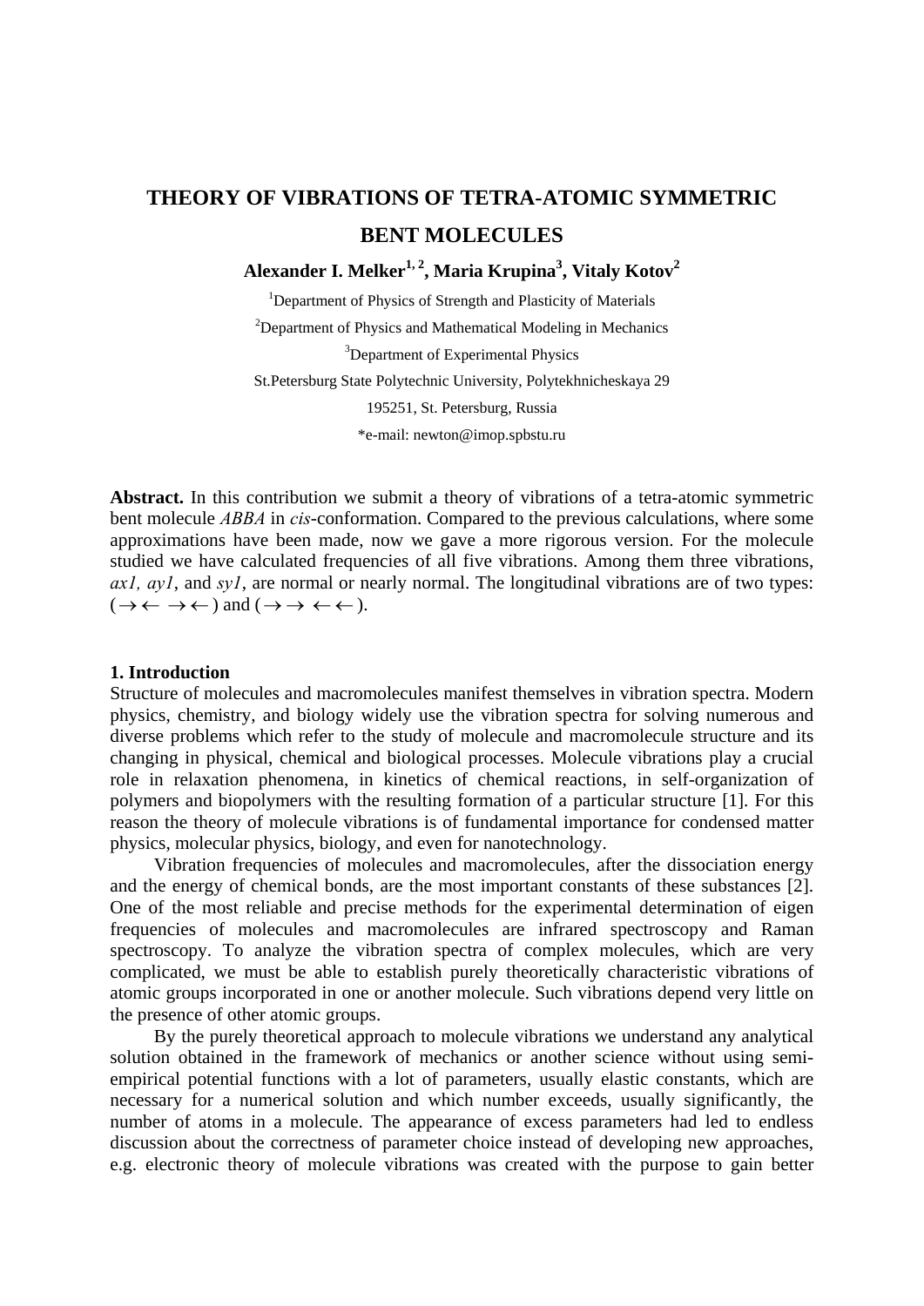# THEORY OF VIBRATIONS OF TETRA-ATOMIC SYMMETRIC BENT MOLECULES

**Alexander I. Melker[1, 2], Maria Krupina[3], Vitaly Kotov[2]**

[1]Department of Physics of Strength and Plasticity of Materials

[2]Department of Physics and Mathematical Modeling in Mechanics

[3]Department of Experimental Physics

St.Petersburg State Polytechnic University, Polytekhnicheskaya 29

195251, St. Petersburg, Russia

*e-mail: newton@imop.spbstu.ru

**Abstract.** In this contribution we submit a theory of vibrations of a tetra-atomic symmetric bent molecule *ABBA* in *cis*-conformation. Compared to the previous calculations, where some approximations have been made, now we gave a more rigorous version. For the molecule studied we have calculated frequencies of all five vibrations. Among them three vibrations, *ax1, ay1*, and *sy1*, are normal or nearly normal. The longitudinal vibrations are of two types: ($\rightarrow\leftarrow\ \rightarrow\leftarrow$) and ($\rightarrow\rightarrow\ \leftarrow\leftarrow$).

## 1. Introduction

Structure of molecules and macromolecules manifest themselves in vibration spectra. Modern physics, chemistry, and biology widely use the vibration spectra for solving numerous and diverse problems which refer to the study of molecule and macromolecule structure and its changing in physical, chemical and biological processes. Molecule vibrations play a crucial role in relaxation phenomena, in kinetics of chemical reactions, in self-organization of polymers and biopolymers with the resulting formation of a particular structure [1]. For this reason the theory of molecule vibrations is of fundamental importance for condensed matter physics, molecular physics, biology, and even for nanotechnology.

Vibration frequencies of molecules and macromolecules, after the dissociation energy and the energy of chemical bonds, are the most important constants of these substances [2]. One of the most reliable and precise methods for the experimental determination of eigen frequencies of molecules and macromolecules are infrared spectroscopy and Raman spectroscopy. To analyze the vibration spectra of complex molecules, which are very complicated, we must be able to establish purely theoretically characteristic vibrations of atomic groups incorporated in one or another molecule. Such vibrations depend very little on the presence of other atomic groups.

By the purely theoretical approach to molecule vibrations we understand any analytical solution obtained in the framework of mechanics or another science without using semi-empirical potential functions with a lot of parameters, usually elastic constants, which are necessary for a numerical solution and which number exceeds, usually significantly, the number of atoms in a molecule. The appearance of excess parameters had led to endless discussion about the correctness of parameter choice instead of developing new approaches, e.g. electronic theory of molecule vibrations was created with the purpose to gain better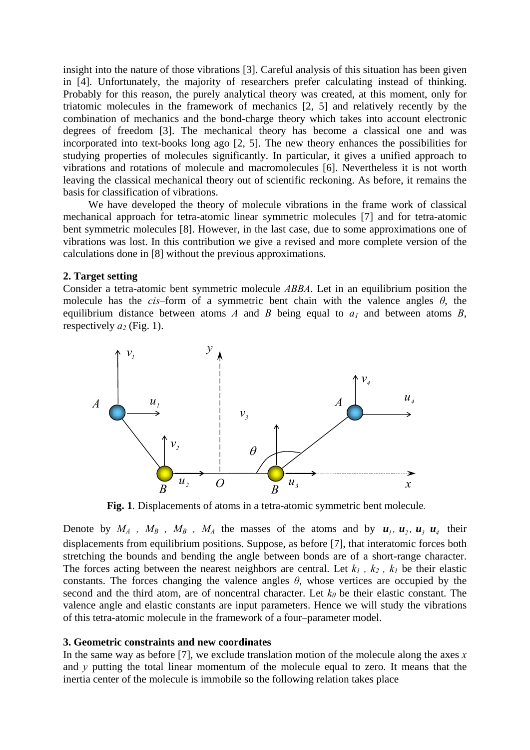insight into the nature of those vibrations [3]. Careful analysis of this situation has been given in [4]. Unfortunately, the majority of researchers prefer calculating instead of thinking. Probably for this reason, the purely analytical theory was created, at this moment, only for triatomic molecules in the framework of mechanics [2, 5] and relatively recently by the combination of mechanics and the bond-charge theory which takes into account electronic degrees of freedom [3]. The mechanical theory has become a classical one and was incorporated into text-books long ago [2, 5]. The new theory enhances the possibilities for studying properties of molecules significantly. In particular, it gives a unified approach to vibrations and rotations of molecule and macromolecules [6]. Nevertheless it is not worth leaving the classical mechanical theory out of scientific reckoning. As before, it remains the basis for classification of vibrations.

We have developed the theory of molecule vibrations in the frame work of classical mechanical approach for tetra-atomic linear symmetric molecules [7] and for tetra-atomic bent symmetric molecules [8]. However, in the last case, due to some approximations one of vibrations was lost. In this contribution we give a revised and more complete version of the calculations done in [8] without the previous approximations.

## 2. Target setting

Consider a tetra-atomic bent symmetric molecule *ABBA*. Let in an equilibrium position the molecule has the *cis*–form of a symmetric bent chain with the valence angles $\theta$, the equilibrium distance between atoms *A* and *B* being equal to $a_1$ and between atoms *B*, respectively $a_2$ (Fig. 1).

$v_1$ $y$ $v_4$
$A$ $u_1$ $A$ $u_4$
$v_3$
$v_2$
$\theta$
$B$ $u_2$ $O$ $B$ $u_3$ $x$

**Fig. 1**. Displacements of atoms in a tetra-atomic symmetric bent molecule.

Denote by $M_A$ , $M_B$ , $M_B$ , $M_A$ the masses of the atoms and by $\boldsymbol{u}_1$, $\boldsymbol{u}_2$, $\boldsymbol{u}_3$ $\boldsymbol{u}_4$ their displacements from equilibrium positions. Suppose, as before [7], that interatomic forces both stretching the bounds and bending the angle between bonds are of a short-range character. The forces acting between the nearest neighbors are central. Let $k_1$ , $k_2$ , $k_1$ be their elastic constants. The forces changing the valence angles $\theta$, whose vertices are occupied by the second and the third atom, are of noncentral character. Let $k_\theta$ be their elastic constant. The valence angle and elastic constants are input parameters. Hence we will study the vibrations of this tetra-atomic molecule in the framework of a four–parameter model.

## 3. Geometric constraints and new coordinates

In the same way as before [7], we exclude translation motion of the molecule along the axes $x$ and $y$ putting the total linear momentum of the molecule equal to zero. It means that the inertia center of the molecule is immobile so the following relation takes place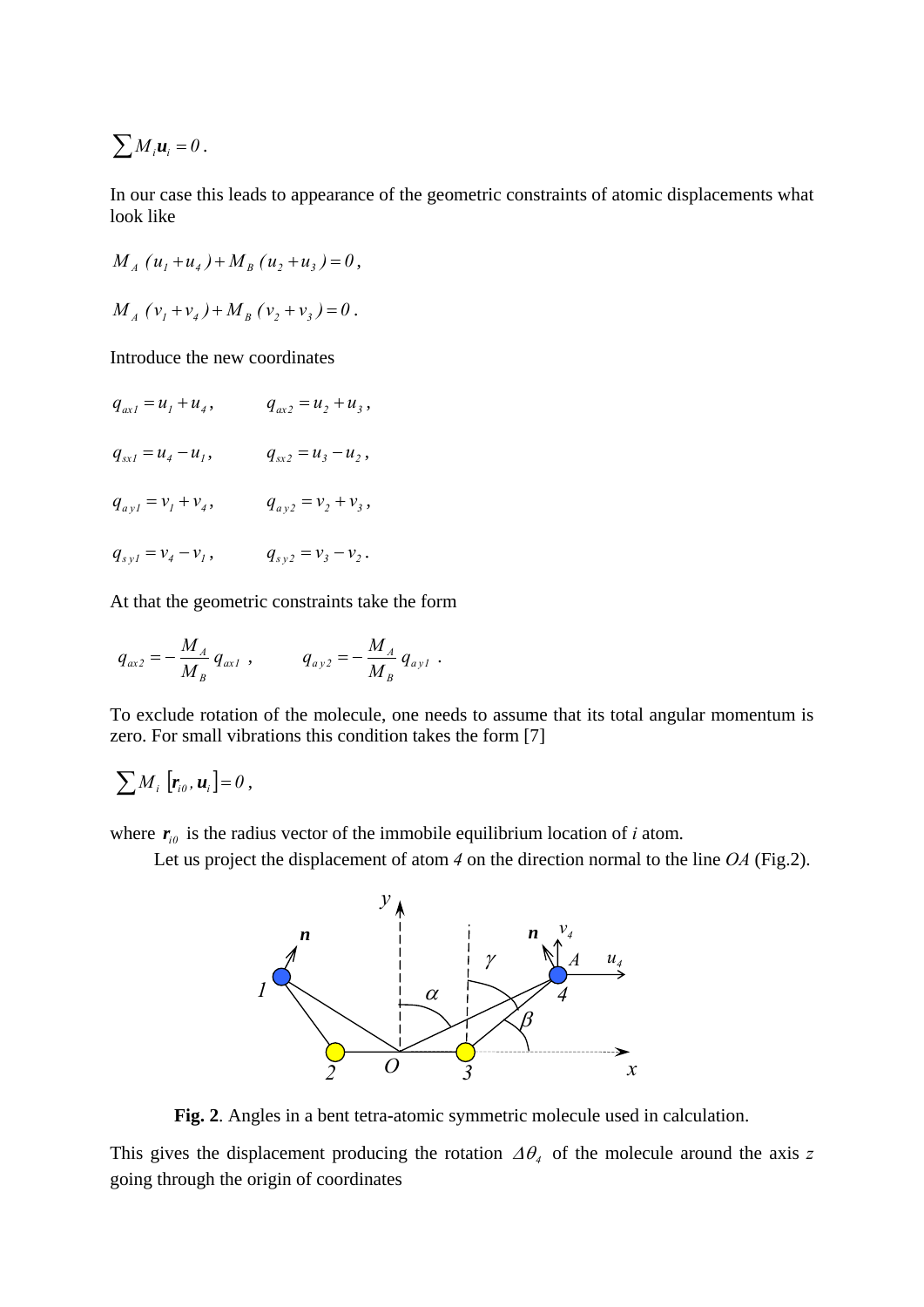$$\sum M_i \boldsymbol{u}_i = 0 .$$

In our case this leads to appearance of the geometric constraints of atomic displacements what look like

$$M_A\,(u_1 + u_4) + M_B\,(u_2 + u_3) = 0 ,$$

$$M_A\,(v_1 + v_4) + M_B\,(v_2 + v_3) = 0 .$$

Introduce the new coordinates

$$q_{ax1} = u_1 + u_4 , \qquad q_{ax2} = u_2 + u_3 ,$$

$$q_{sx1} = u_4 - u_1 , \qquad q_{sx2} = u_3 - u_2 ,$$

$$q_{ay1} = v_1 + v_4 , \qquad q_{ay2} = v_2 + v_3 ,$$

$$q_{sy1} = v_4 - v_1 , \qquad q_{sy2} = v_3 - v_2 .$$

At that the geometric constraints take the form

$$q_{ax2} = -\frac{M_A}{M_B}\, q_{ax1} \;, \qquad q_{ay2} = -\frac{M_A}{M_B}\, q_{ay1} \;.$$

To exclude rotation of the molecule, one needs to assume that its total angular momentum is zero. For small vibrations this condition takes the form [7]

$$\sum M_i \left[ \boldsymbol{r}_{i0}, \boldsymbol{u}_i \right] = 0 ,$$

where $\boldsymbol{r}_{i0}$ is the radius vector of the immobile equilibrium location of *i* atom.

Let us project the displacement of atom *4* on the direction normal to the line *OA* (Fig.2).

**Fig. 2**. Angles in a bent tetra-atomic symmetric molecule used in calculation.

This gives the displacement producing the rotation $\Delta\theta_4$ of the molecule around the axis *z* going through the origin of coordinates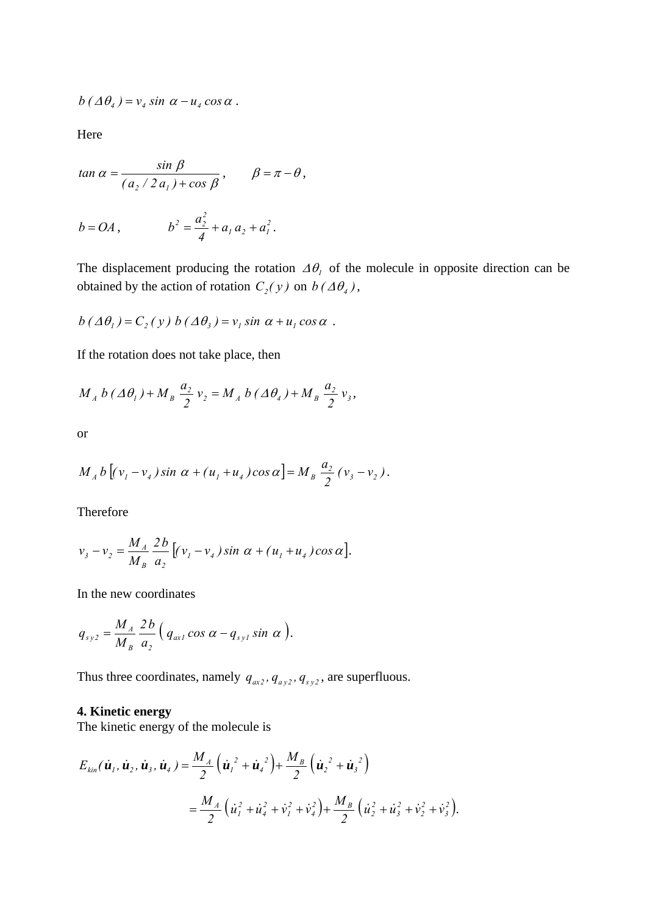$$b\,(\Delta\theta_4) = v_4 \sin\alpha - u_4 \cos\alpha\,.$$

Here

$$\tan\alpha = \frac{\sin\beta}{(a_2\,/\,2\,a_1) + \cos\beta}\,, \qquad \beta = \pi - \theta\,,$$

$$b = OA\,, \qquad b^2 = \frac{a_2^2}{4} + a_1\,a_2 + a_1^2\,.$$

The displacement producing the rotation $\Delta\theta_1$ of the molecule in opposite direction can be obtained by the action of rotation $C_2(\,y\,)$ on $b\,(\Delta\theta_4\,)$,

$$b\,(\Delta\theta_1) = C_2\,(\,y\,)\;b\,(\Delta\theta_3) = v_1 \sin\alpha + u_1 \cos\alpha\,\,.$$

If the rotation does not take place, then

$$M_A\;b\,(\Delta\theta_1) + M_B\;\frac{a_2}{2}\;v_2 = M_A\;b\,(\Delta\theta_4) + M_B\;\frac{a_2}{2}\;v_3\,,$$

or

$$M_A\,b\,\big[(v_1 - v_4)\sin\alpha + (u_1 + u_4)\cos\alpha\big] = M_B\;\frac{a_2}{2}\,(v_3 - v_2)\,.$$

Therefore

$$v_3 - v_2 = \frac{M_A}{M_B}\,\frac{2\,b}{a_2}\,\big[(v_1 - v_4)\sin\alpha + (u_1 + u_4)\cos\alpha\big].$$

In the new coordinates

$$q_{sy2} = \frac{M_A}{M_B}\,\frac{2\,b}{a_2}\,\big(\,q_{ax1}\cos\alpha - q_{sy1}\sin\alpha\,\big).$$

Thus three coordinates, namely $q_{ax2}, q_{ay2}, q_{sy2}$, are superfluous.

**4. Kinetic energy**

The kinetic energy of the molecule is

$$E_{kin}(\dot{\mathbf{u}}_1, \dot{\mathbf{u}}_2, \dot{\mathbf{u}}_3, \dot{\mathbf{u}}_4) = \frac{M_A}{2}\left(\dot{\mathbf{u}}_1^{\,2} + \dot{\mathbf{u}}_4^{\,2}\right) + \frac{M_B}{2}\left(\dot{\mathbf{u}}_2^{\,2} + \dot{\mathbf{u}}_3^{\,2}\right)$$

$$= \frac{M_A}{2}\left(\dot{u}_1^2 + \dot{u}_4^2 + \dot{v}_1^2 + \dot{v}_4^2\right) + \frac{M_B}{2}\left(\dot{u}_2^2 + \dot{u}_3^2 + \dot{v}_2^2 + \dot{v}_3^2\right).$$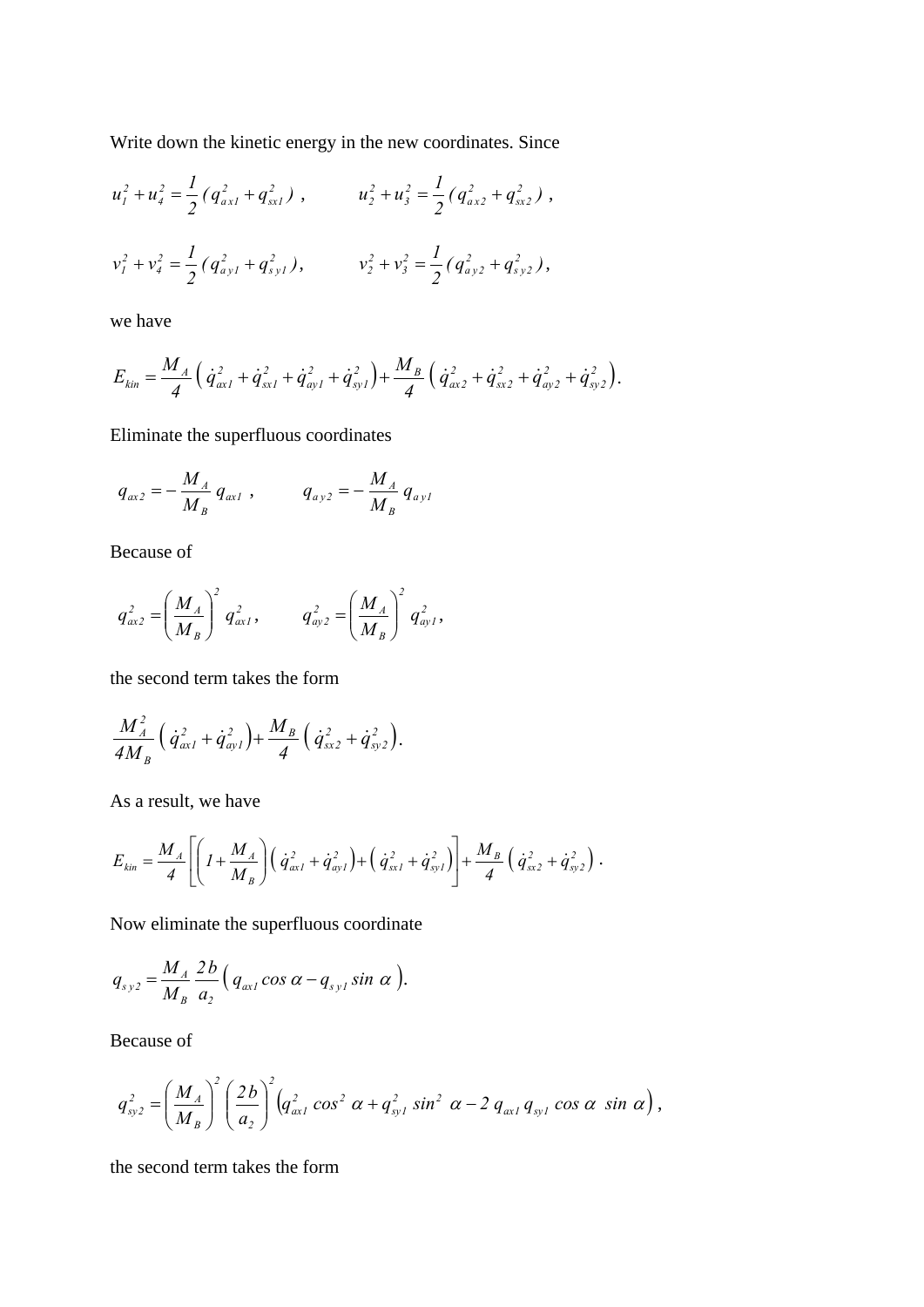Write down the kinetic energy in the new coordinates. Since

$$u_1^2 + u_4^2 = \frac{1}{2}\,(q_{ax1}^2 + q_{sx1}^2)\ , \qquad u_2^2 + u_3^2 = \frac{1}{2}\,(q_{ax2}^2 + q_{sx2}^2)\ ,$$

$$v_1^2 + v_4^2 = \frac{1}{2}\,(q_{ay1}^2 + q_{sy1}^2), \qquad v_2^2 + v_3^2 = \frac{1}{2}\,(q_{ay2}^2 + q_{sy2}^2),$$

we have

$$E_{kin} = \frac{M_A}{4}\left(\dot q_{ax1}^2 + \dot q_{sx1}^2 + \dot q_{ay1}^2 + \dot q_{sy1}^2\right) + \frac{M_B}{4}\left(\dot q_{ax2}^2 + \dot q_{sx2}^2 + \dot q_{ay2}^2 + \dot q_{sy2}^2\right).$$

Eliminate the superfluous coordinates

$$q_{ax2} = -\frac{M_A}{M_B}\, q_{ax1}\ , \qquad q_{ay2} = -\frac{M_A}{M_B}\, q_{ay1}$$

Because of

$$q_{ax2}^2 = \left(\frac{M_A}{M_B}\right)^2 q_{ax1}^2, \qquad q_{ay2}^2 = \left(\frac{M_A}{M_B}\right)^2 q_{ay1}^2,$$

the second term takes the form

$$\frac{M_A^2}{4M_B}\left(\dot q_{ax1}^2 + \dot q_{ay1}^2\right) + \frac{M_B}{4}\left(\dot q_{sx2}^2 + \dot q_{sy2}^2\right).$$

As a result, we have

$$E_{kin} = \frac{M_A}{4}\left[\left(1 + \frac{M_A}{M_B}\right)\left(\dot q_{ax1}^2 + \dot q_{ay1}^2\right) + \left(\dot q_{sx1}^2 + \dot q_{sy1}^2\right)\right] + \frac{M_B}{4}\left(\dot q_{sx2}^2 + \dot q_{sy2}^2\right).$$

Now eliminate the superfluous coordinate

$$q_{sy2} = \frac{M_A}{M_B}\,\frac{2b}{a_2}\left(q_{ax1}\cos\alpha - q_{sy1}\sin\alpha\right).$$

Because of

$$q_{sy2}^2 = \left(\frac{M_A}{M_B}\right)^2\left(\frac{2b}{a_2}\right)^2\left(q_{ax1}^2\cos^2\alpha + q_{sy1}^2\sin^2\alpha - 2\, q_{ax1}\, q_{sy1}\cos\alpha\ \sin\alpha\right),$$

the second term takes the form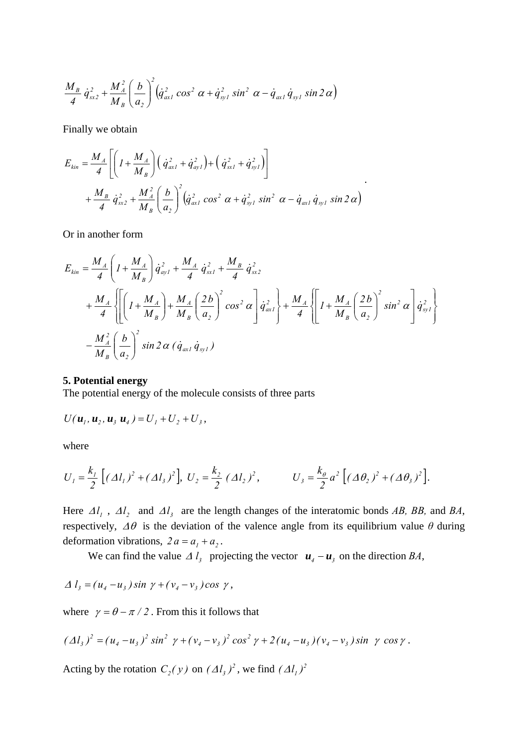$$\frac{M_B}{4}\,\dot{q}_{sx2}^2+\frac{M_A^2}{M_B}\left(\frac{b}{a_2}\right)^2\left(\dot{q}_{ax1}^2\cos^2\alpha+\dot{q}_{sy1}^2\sin^2\alpha-\dot{q}_{ax1}\,\dot{q}_{sy1}\sin 2\alpha\right)$$

Finally we obtain

$$E_{kin}=\frac{M_A}{4}\left[\left(1+\frac{M_A}{M_B}\right)\left(\dot{q}_{ax1}^2+\dot{q}_{ay1}^2\right)+\left(\dot{q}_{sx1}^2+\dot{q}_{sy1}^2\right)\right]$$
$$+\frac{M_B}{4}\,\dot{q}_{sx2}^2+\frac{M_A^2}{M_B}\left(\frac{b}{a_2}\right)^2\left(\dot{q}_{ax1}^2\cos^2\alpha+\dot{q}_{sy1}^2\sin^2\alpha-\dot{q}_{ax1}\,\dot{q}_{sy1}\sin 2\alpha\right).$$

Or in another form

$$E_{kin}=\frac{M_A}{4}\left(1+\frac{M_A}{M_B}\right)\dot{q}_{ay1}^2+\frac{M_A}{4}\,\dot{q}_{sx1}^2+\frac{M_B}{4}\,\dot{q}_{sx2}^2$$
$$+\frac{M_A}{4}\left\{\left[\left(1+\frac{M_A}{M_B}\right)+\frac{M_A}{M_B}\left(\frac{2b}{a_2}\right)^2\cos^2\alpha\right]\dot{q}_{ax1}^2\right\}+\frac{M_A}{4}\left\{\left[1+\frac{M_A}{M_B}\left(\frac{2b}{a_2}\right)^2\sin^2\alpha\right]\dot{q}_{sy1}^2\right\}$$
$$-\frac{M_A^2}{M_B}\left(\frac{b}{a_2}\right)^2\sin 2\alpha\,(\dot{q}_{ax1}\,\dot{q}_{sy1})$$

**5. Potential energy**

The potential energy of the molecule consists of three parts

$$U(\boldsymbol{u}_1,\boldsymbol{u}_2,\boldsymbol{u}_3\ \boldsymbol{u}_4)=U_1+U_2+U_3,$$

where

$$U_1=\frac{k_1}{2}\left[(\Delta l_1)^2+(\Delta l_3)^2\right],\ U_2=\frac{k_2}{2}\,(\Delta l_2)^2,\qquad U_3=\frac{k_\theta}{2}a^2\left[(\Delta\theta_2)^2+(\Delta\theta_3)^2\right].$$

Here $\Delta l_1$, $\Delta l_2$ and $\Delta l_3$ are the length changes of the interatomic bonds *AB, BB,* and *BA*, respectively, $\Delta\theta$ is the deviation of the valence angle from its equilibrium value $\theta$ during deformation vibrations, $2a=a_1+a_2$.

We can find the value $\Delta l_3$ projecting the vector $\boldsymbol{u}_4-\boldsymbol{u}_3$ on the direction *BA*,

$$\Delta l_3=(u_4-u_3)\sin\gamma+(v_4-v_3)\cos\gamma,$$

where $\gamma=\theta-\pi/2$. From this it follows that

$$(\Delta l_3)^2=(u_4-u_3)^2\sin^2\gamma+(v_4-v_3)^2\cos^2\gamma+2(u_4-u_3)(v_4-v_3)\sin\gamma\cos\gamma.$$

Acting by the rotation $C_2(y)$ on $(\Delta l_3)^2$, we find $(\Delta l_1)^2$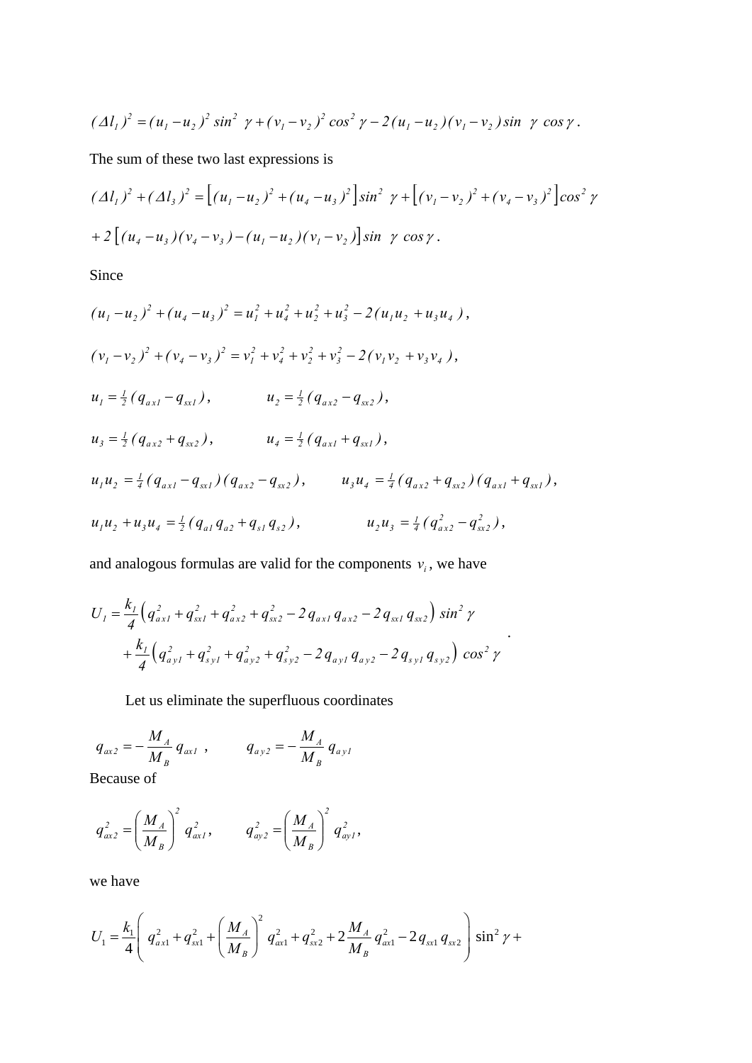$$(\Delta l_1)^2 = (u_1 - u_2)^2 \sin^2 \gamma + (v_1 - v_2)^2 \cos^2 \gamma - 2(u_1 - u_2)(v_1 - v_2) \sin \gamma \cos \gamma .$$

The sum of these two last expressions is

$$(\Delta l_1)^2 + (\Delta l_3)^2 = \left[ (u_1 - u_2)^2 + (u_4 - u_3)^2 \right] \sin^2 \gamma + \left[ (v_1 - v_2)^2 + (v_4 - v_3)^2 \right] \cos^2 \gamma$$

$$+ 2 \left[ (u_4 - u_3)(v_4 - v_3) - (u_1 - u_2)(v_1 - v_2) \right] \sin \gamma \cos \gamma .$$

Since

$$(u_1 - u_2)^2 + (u_4 - u_3)^2 = u_1^2 + u_4^2 + u_2^2 + u_3^2 - 2(u_1 u_2 + u_3 u_4),$$

$$(v_1 - v_2)^2 + (v_4 - v_3)^2 = v_1^2 + v_4^2 + v_2^2 + v_3^2 - 2(v_1 v_2 + v_3 v_4),$$

$$u_1 = \tfrac{1}{2}(q_{ax1} - q_{sx1}), \qquad u_2 = \tfrac{1}{2}(q_{ax2} - q_{sx2}),$$

$$u_3 = \tfrac{1}{2}(q_{ax2} + q_{sx2}), \qquad u_4 = \tfrac{1}{2}(q_{ax1} + q_{sx1}),$$

$$u_1 u_2 = \tfrac{1}{4}(q_{ax1} - q_{sx1})(q_{ax2} - q_{sx2}), \qquad u_3 u_4 = \tfrac{1}{4}(q_{ax2} + q_{sx2})(q_{ax1} + q_{sx1}),$$

$$u_1 u_2 + u_3 u_4 = \tfrac{1}{2}(q_{a1} q_{a2} + q_{s1} q_{s2}), \qquad u_2 u_3 = \tfrac{1}{4}(q_{ax2}^2 - q_{sx2}^2),$$

and analogous formulas are valid for the components $v_i$, we have

$$U_1 = \frac{k_1}{4}\left( q_{ax1}^2 + q_{sx1}^2 + q_{ax2}^2 + q_{sx2}^2 - 2\, q_{ax1}\, q_{ax2} - 2\, q_{sx1}\, q_{sx2} \right) \sin^2 \gamma$$
$$+ \frac{k_1}{4}\left( q_{ay1}^2 + q_{sy1}^2 + q_{ay2}^2 + q_{sy2}^2 - 2\, q_{ay1}\, q_{ay2} - 2\, q_{sy1}\, q_{sy2} \right) \cos^2 \gamma \; .$$

Let us eliminate the superfluous coordinates

$$q_{ax2} = -\frac{M_A}{M_B}\, q_{ax1} \;, \qquad q_{ay2} = -\frac{M_A}{M_B}\, q_{ay1}$$

Because of

$$q_{ax2}^2 = \left( \frac{M_A}{M_B} \right)^2 q_{ax1}^2, \qquad q_{ay2}^2 = \left( \frac{M_A}{M_B} \right)^2 q_{ay1}^2,$$

we have

$$U_1 = \frac{k_1}{4}\left( q_{ax1}^2 + q_{sx1}^2 + \left( \frac{M_A}{M_B} \right)^2 q_{ax1}^2 + q_{sx2}^2 + 2\frac{M_A}{M_B}\, q_{ax1}^2 - 2\, q_{sx1}\, q_{sx2} \right) \sin^2 \gamma +$$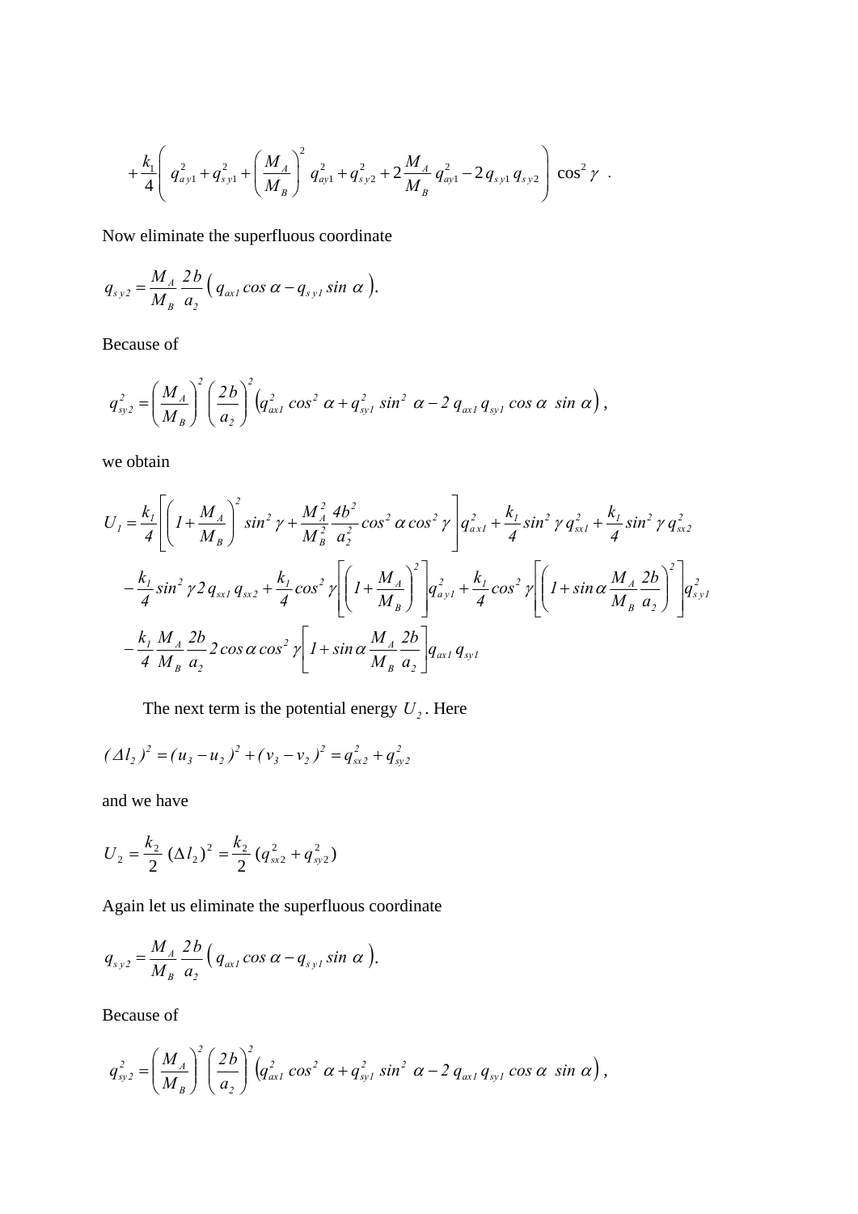$$+\frac{k_1}{4}\left( q_{ay1}^2 + q_{sy1}^2 + \left(\frac{M_A}{M_B}\right)^2 q_{ay1}^2 + q_{sy2}^2 + 2\frac{M_A}{M_B} q_{ay1}^2 - 2 q_{sy1} q_{sy2} \right) \cos^2\gamma \;.$$

Now eliminate the superfluous coordinate

$$q_{sy2} = \frac{M_A}{M_B}\frac{2b}{a_2}\left( q_{ax1}\cos\alpha - q_{sy1}\sin\alpha \right).$$

Because of

$$q_{sy2}^2 = \left(\frac{M_A}{M_B}\right)^2 \left(\frac{2b}{a_2}\right)^2 \left( q_{ax1}^2 \cos^2\alpha + q_{sy1}^2 \sin^2\alpha - 2\, q_{ax1} q_{sy1} \cos\alpha \,\sin\alpha \right),$$

we obtain

$$U_1 = \frac{k_1}{4}\left[\left(1+\frac{M_A}{M_B}\right)^2 \sin^2\gamma + \frac{M_A^2}{M_B^2}\frac{4b^2}{a_2^2}\cos^2\alpha\cos^2\gamma\right] q_{ax1}^2 + \frac{k_1}{4}\sin^2\gamma\, q_{sx1}^2 + \frac{k_1}{4}\sin^2\gamma\, q_{sx2}^2$$

$$-\frac{k_1}{4}\sin^2\gamma\, 2\, q_{sx1} q_{sx2} + \frac{k_1}{4}\cos^2\gamma\left[\left(1+\frac{M_A}{M_B}\right)^2\right] q_{ay1}^2 + \frac{k_1}{4}\cos^2\gamma\left[\left(1+\sin\alpha\frac{M_A}{M_B}\frac{2b}{a_2}\right)^2\right] q_{sy1}^2$$

$$-\frac{k_1}{4}\frac{M_A}{M_B}\frac{2b}{a_2}\, 2\cos\alpha\cos^2\gamma\left[1+\sin\alpha\frac{M_A}{M_B}\frac{2b}{a_2}\right] q_{ax1}\, q_{sy1}$$

The next term is the potential energy $U_2$. Here

$$(\Delta l_2)^2 = (u_3 - u_2)^2 + (v_3 - v_2)^2 = q_{sx2}^2 + q_{sy2}^2$$

and we have

$$U_2 = \frac{k_2}{2}(\Delta l_2)^2 = \frac{k_2}{2}(q_{sx2}^2 + q_{sy2}^2)$$

Again let us eliminate the superfluous coordinate

$$q_{sy2} = \frac{M_A}{M_B}\frac{2b}{a_2}\left( q_{ax1}\cos\alpha - q_{sy1}\sin\alpha \right).$$

Because of

$$q_{sy2}^2 = \left(\frac{M_A}{M_B}\right)^2 \left(\frac{2b}{a_2}\right)^2 \left( q_{ax1}^2 \cos^2\alpha + q_{sy1}^2 \sin^2\alpha - 2\, q_{ax1} q_{sy1} \cos\alpha \,\sin\alpha \right),$$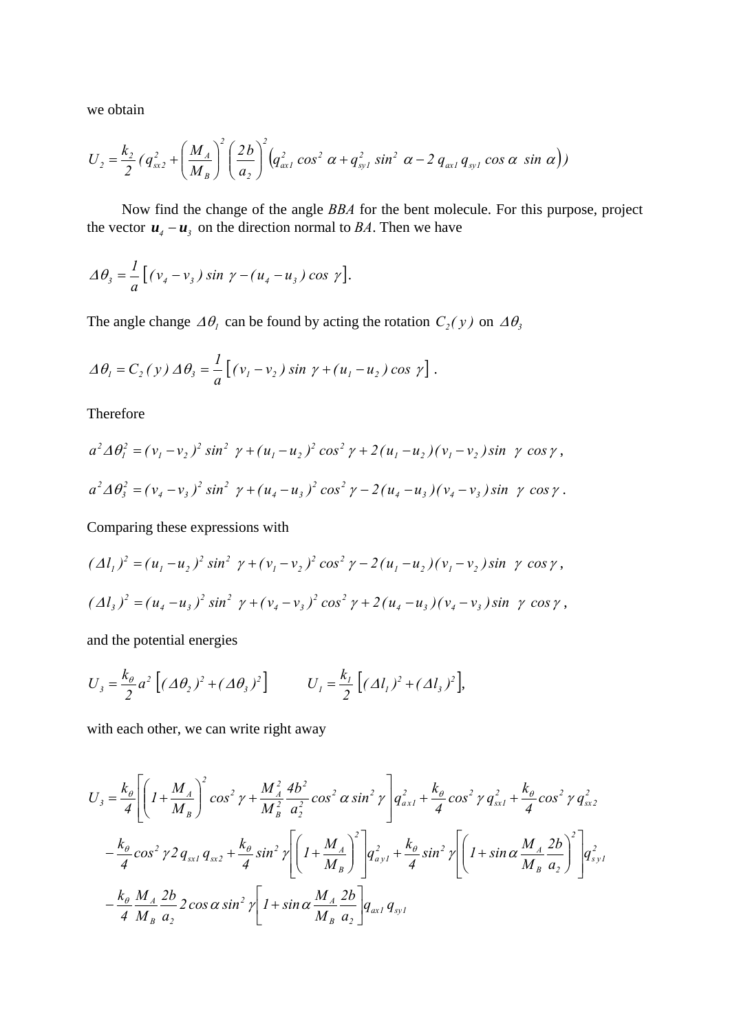we obtain

$$U_2 = \frac{k_2}{2}\,(q_{sx2}^2 + \left(\frac{M_A}{M_B}\right)^2 \left(\frac{2b}{a_2}\right)^2 \left(q_{ax1}^2 \cos^2\alpha + q_{sy1}^2 \sin^2\alpha - 2\, q_{ax1}\, q_{sy1} \cos\alpha\ \sin\alpha\right))$$

Now find the change of the angle *BBA* for the bent molecule. For this purpose, project the vector $\boldsymbol{u}_4 - \boldsymbol{u}_3$ on the direction normal to *BA*. Then we have

$$\Delta\theta_3 = \frac{1}{a}\left[(v_4 - v_3)\sin\gamma - (u_4 - u_3)\cos\gamma\right].$$

The angle change $\Delta\theta_1$ can be found by acting the rotation $C_2(y)$ on $\Delta\theta_3$

$$\Delta\theta_1 = C_2(y)\,\Delta\theta_3 = \frac{1}{a}\left[(v_1 - v_2)\sin\gamma + (u_1 - u_2)\cos\gamma\right].$$

Therefore

$$a^2\Delta\theta_1^2 = (v_1 - v_2)^2\sin^2\gamma + (u_1 - u_2)^2\cos^2\gamma + 2(u_1 - u_2)(v_1 - v_2)\sin\gamma\cos\gamma,$$

$$a^2\Delta\theta_3^2 = (v_4 - v_3)^2\sin^2\gamma + (u_4 - u_3)^2\cos^2\gamma - 2(u_4 - u_3)(v_4 - v_3)\sin\gamma\cos\gamma.$$

Comparing these expressions with

$$(\Delta l_1)^2 = (u_1 - u_2)^2\sin^2\gamma + (v_1 - v_2)^2\cos^2\gamma - 2(u_1 - u_2)(v_1 - v_2)\sin\gamma\cos\gamma,$$

$$(\Delta l_3)^2 = (u_4 - u_3)^2\sin^2\gamma + (v_4 - v_3)^2\cos^2\gamma + 2(u_4 - u_3)(v_4 - v_3)\sin\gamma\cos\gamma,$$

and the potential energies

$$U_3 = \frac{k_\theta}{2}a^2\left[(\Delta\theta_2)^2 + (\Delta\theta_3)^2\right] \qquad U_1 = \frac{k_1}{2}\left[(\Delta l_1)^2 + (\Delta l_3)^2\right],$$

with each other, we can write right away

$$\begin{aligned}
U_3 = {} & \frac{k_\theta}{4}\left[\left(1 + \frac{M_A}{M_B}\right)^2\cos^2\gamma + \frac{M_A^2}{M_B^2}\frac{4b^2}{a_2^2}\cos^2\alpha\sin^2\gamma\right]q_{ax1}^2 + \frac{k_\theta}{4}\cos^2\gamma\, q_{sx1}^2 + \frac{k_\theta}{4}\cos^2\gamma\, q_{sx2}^2 \\
& - \frac{k_\theta}{4}\cos^2\gamma\, 2\, q_{sx1}\, q_{sx2} + \frac{k_\theta}{4}\sin^2\gamma\left[\left(1 + \frac{M_A}{M_B}\right)^2\right]q_{ay1}^2 + \frac{k_\theta}{4}\sin^2\gamma\left[\left(1 + \sin\alpha\,\frac{M_A}{M_B}\frac{2b}{a_2}\right)^2\right]q_{sy1}^2 \\
& - \frac{k_\theta}{4}\frac{M_A}{M_B}\frac{2b}{a_2}\, 2\cos\alpha\sin^2\gamma\left[1 + \sin\alpha\,\frac{M_A}{M_B}\frac{2b}{a_2}\right]q_{ax1}\, q_{sy1}
\end{aligned}$$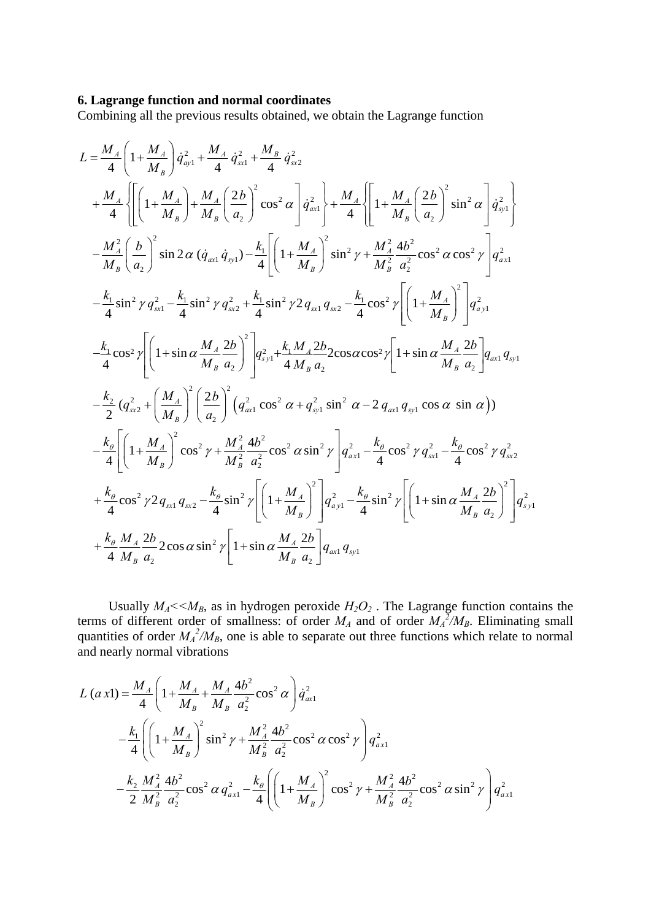### 6. Lagrange function and normal coordinates

Combining all the previous results obtained, we obtain the Lagrange function

$$
\begin{aligned}
L = & \frac{M_A}{4}\left(1+\frac{M_A}{M_B}\right)\dot{q}_{ay1}^2 + \frac{M_A}{4}\dot{q}_{sx1}^2 + \frac{M_B}{4}\dot{q}_{sx2}^2 \\
& + \frac{M_A}{4}\left\{\left[\left(1+\frac{M_A}{M_B}\right)+\frac{M_A}{M_B}\left(\frac{2b}{a_2}\right)^2\cos^2\alpha\right]\dot{q}_{ax1}^2\right\} + \frac{M_A}{4}\left\{\left[1+\frac{M_A}{M_B}\left(\frac{2b}{a_2}\right)^2\sin^2\alpha\right]\dot{q}_{sy1}^2\right\} \\
& - \frac{M_A^2}{M_B}\left(\frac{b}{a_2}\right)^2\sin 2\alpha\,(\dot{q}_{ax1}\dot{q}_{sy1}) - \frac{k_1}{4}\left[\left(1+\frac{M_A}{M_B}\right)^2\sin^2\gamma + \frac{M_A^2}{M_B^2}\frac{4b^2}{a_2^2}\cos^2\alpha\cos^2\gamma\right]q_{ax1}^2 \\
& - \frac{k_1}{4}\sin^2\gamma\, q_{sx1}^2 - \frac{k_1}{4}\sin^2\gamma\, q_{sx2}^2 + \frac{k_1}{4}\sin^2\gamma\, 2\,q_{sx1}\,q_{sx2} - \frac{k_1}{4}\cos^2\gamma\left[\left(1+\frac{M_A}{M_B}\right)^2\right]q_{ay1}^2 \\
& - \frac{k_1}{4}\cos^2\gamma\left[\left(1+\sin\alpha\frac{M_A}{M_B}\frac{2b}{a_2}\right)^2\right]q_{sy1}^2 + \frac{k_1}{4}\frac{M_A}{M_B}\frac{2b}{a_2}2\cos\alpha\cos^2\gamma\left[1+\sin\alpha\frac{M_A}{M_B}\frac{2b}{a_2}\right]q_{ax1}\,q_{sy1} \\
& - \frac{k_2}{2}\left(q_{sx2}^2 + \left(\frac{M_A}{M_B}\right)^2\left(\frac{2b}{a_2}\right)^2\left(q_{ax1}^2\cos^2\alpha + q_{sy1}^2\sin^2\alpha - 2\,q_{ax1}\,q_{sy1}\cos\alpha\,\sin\alpha\right)\right) \\
& - \frac{k_\theta}{4}\left[\left(1+\frac{M_A}{M_B}\right)^2\cos^2\gamma + \frac{M_A^2}{M_B^2}\frac{4b^2}{a_2^2}\cos^2\alpha\sin^2\gamma\right]q_{ax1}^2 - \frac{k_\theta}{4}\cos^2\gamma\, q_{sx1}^2 - \frac{k_\theta}{4}\cos^2\gamma\, q_{sx2}^2 \\
& + \frac{k_\theta}{4}\cos^2\gamma\, 2\,q_{sx1}\,q_{sx2} - \frac{k_\theta}{4}\sin^2\gamma\left[\left(1+\frac{M_A}{M_B}\right)^2\right]q_{ay1}^2 - \frac{k_\theta}{4}\sin^2\gamma\left[\left(1+\sin\alpha\frac{M_A}{M_B}\frac{2b}{a_2}\right)^2\right]q_{sy1}^2 \\
& + \frac{k_\theta}{4}\frac{M_A}{M_B}\frac{2b}{a_2}2\cos\alpha\sin^2\gamma\left[1+\sin\alpha\frac{M_A}{M_B}\frac{2b}{a_2}\right]q_{ax1}\,q_{sy1}
\end{aligned}
$$

Usually $M_A << M_B$, as in hydrogen peroxide $H_2O_2$ . The Lagrange function contains the terms of different order of smallness: of order $M_A$ and of order $M_A^2/M_B$. Eliminating small quantities of order $M_A^2/M_B$, one is able to separate out three functions which relate to normal and nearly normal vibrations

$$
\begin{aligned}
L\,(a\,x1) = & \frac{M_A}{4}\left(1+\frac{M_A}{M_B}+\frac{M_A}{M_B}\frac{4b^2}{a_2^2}\cos^2\alpha\right)\dot{q}_{ax1}^2 \\
& - \frac{k_1}{4}\left(\left(1+\frac{M_A}{M_B}\right)^2\sin^2\gamma + \frac{M_A^2}{M_B^2}\frac{4b^2}{a_2^2}\cos^2\alpha\cos^2\gamma\right)q_{ax1}^2 \\
& - \frac{k_2}{2}\frac{M_A^2}{M_B^2}\frac{4b^2}{a_2^2}\cos^2\alpha\, q_{ax1}^2 - \frac{k_\theta}{4}\left(\left(1+\frac{M_A}{M_B}\right)^2\cos^2\gamma + \frac{M_A^2}{M_B^2}\frac{4b^2}{a_2^2}\cos^2\alpha\sin^2\gamma\right)q_{ax1}^2
\end{aligned}
$$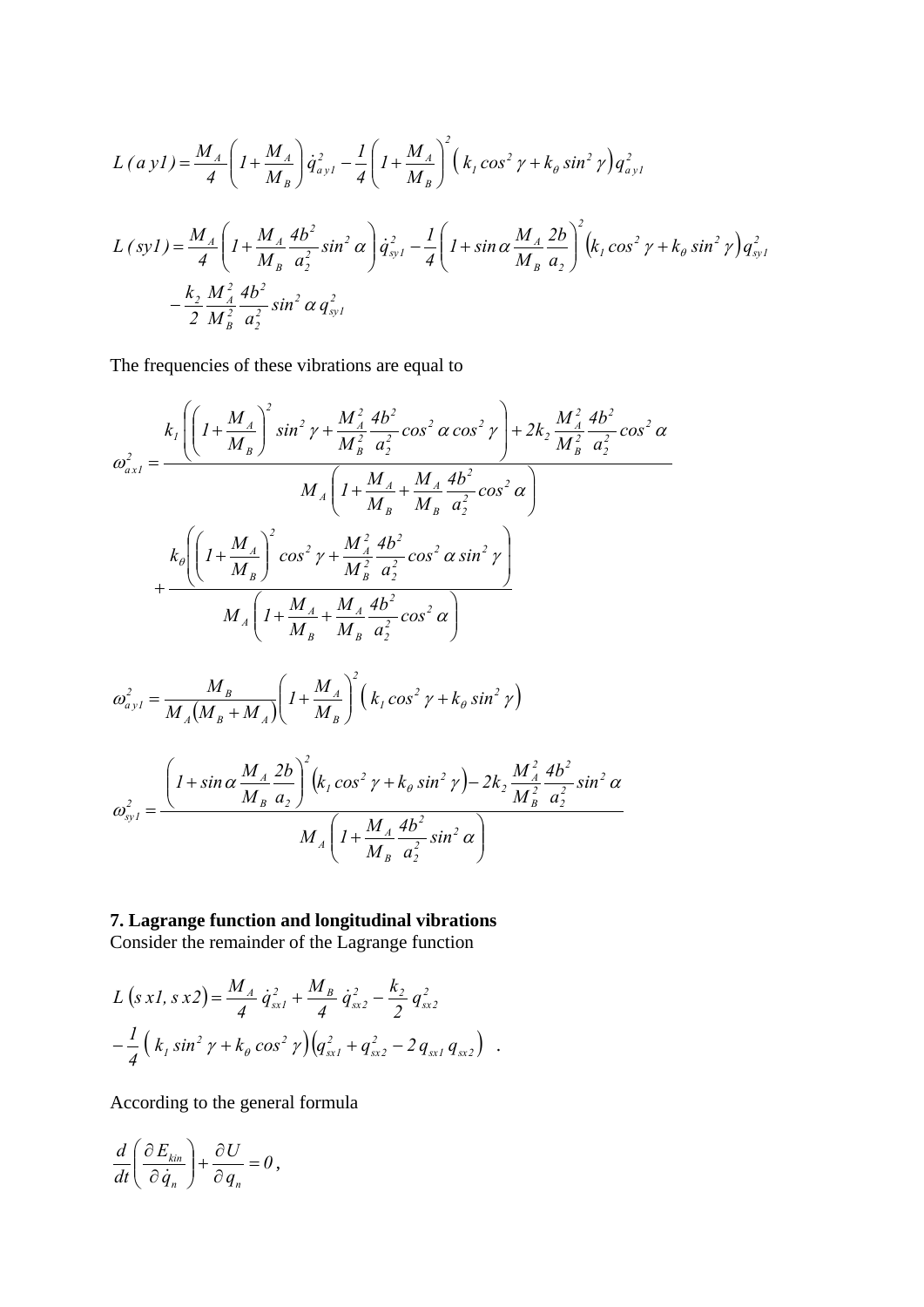$$L\,(a\,y1) = \frac{M_A}{4}\left(1+\frac{M_A}{M_B}\right)\dot{q}^2_{a\,y1} - \frac{1}{4}\left(1+\frac{M_A}{M_B}\right)^2\left(k_1\cos^2\gamma + k_\theta\sin^2\gamma\right)q^2_{a\,y1}$$

$$L\,(sy1) = \frac{M_A}{4}\left(1+\frac{M_A}{M_B}\frac{4b^2}{a_2^2}\sin^2\alpha\right)\dot{q}^2_{sy1} - \frac{1}{4}\left(1+\sin\alpha\frac{M_A}{M_B}\frac{2b}{a_2}\right)^2\left(k_1\cos^2\gamma + k_\theta\sin^2\gamma\right)q^2_{sy1}$$
$$-\frac{k_2}{2}\frac{M_A^2}{M_B^2}\frac{4b^2}{a_2^2}\sin^2\alpha\, q^2_{sy1}$$

The frequencies of these vibrations are equal to

$$\omega^2_{a\,x1} = \frac{k_1\left(\left(1+\frac{M_A}{M_B}\right)^2\sin^2\gamma + \frac{M_A^2}{M_B^2}\frac{4b^2}{a_2^2}\cos^2\alpha\cos^2\gamma\right) + 2k_2\frac{M_A^2}{M_B^2}\frac{4b^2}{a_2^2}\cos^2\alpha}{M_A\left(1+\frac{M_A}{M_B}+\frac{M_A}{M_B}\frac{4b^2}{a_2^2}\cos^2\alpha\right)}$$
$$+\frac{k_\theta\left(\left(1+\frac{M_A}{M_B}\right)^2\cos^2\gamma + \frac{M_A^2}{M_B^2}\frac{4b^2}{a_2^2}\cos^2\alpha\sin^2\gamma\right)}{M_A\left(1+\frac{M_A}{M_B}+\frac{M_A}{M_B}\frac{4b^2}{a_2^2}\cos^2\alpha\right)}$$

$$\omega^2_{a\,y1} = \frac{M_B}{M_A\left(M_B+M_A\right)}\left(1+\frac{M_A}{M_B}\right)^2\left(k_1\cos^2\gamma + k_\theta\sin^2\gamma\right)$$

$$\omega^2_{sy1} = \frac{\left(1+\sin\alpha\frac{M_A}{M_B}\frac{2b}{a_2}\right)^2\left(k_1\cos^2\gamma + k_\theta\sin^2\gamma\right) - 2k_2\frac{M_A^2}{M_B^2}\frac{4b^2}{a_2^2}\sin^2\alpha}{M_A\left(1+\frac{M_A}{M_B}\frac{4b^2}{a_2^2}\sin^2\alpha\right)}$$

## 7. Lagrange function and longitudinal vibrations

Consider the remainder of the Lagrange function

$$L\left(s\,x1, s\,x2\right) = \frac{M_A}{4}\dot{q}^2_{sx1} + \frac{M_B}{4}\dot{q}^2_{sx2} - \frac{k_2}{2}q^2_{sx2}$$
$$-\frac{1}{4}\left(k_1\sin^2\gamma + k_\theta\cos^2\gamma\right)\left(q^2_{sx1} + q^2_{sx2} - 2\,q_{sx1}\,q_{sx2}\right) \quad .$$

According to the general formula

$$\frac{d}{dt}\left(\frac{\partial E_{kin}}{\partial \dot{q}_n}\right) + \frac{\partial U}{\partial q_n} = 0\,,$$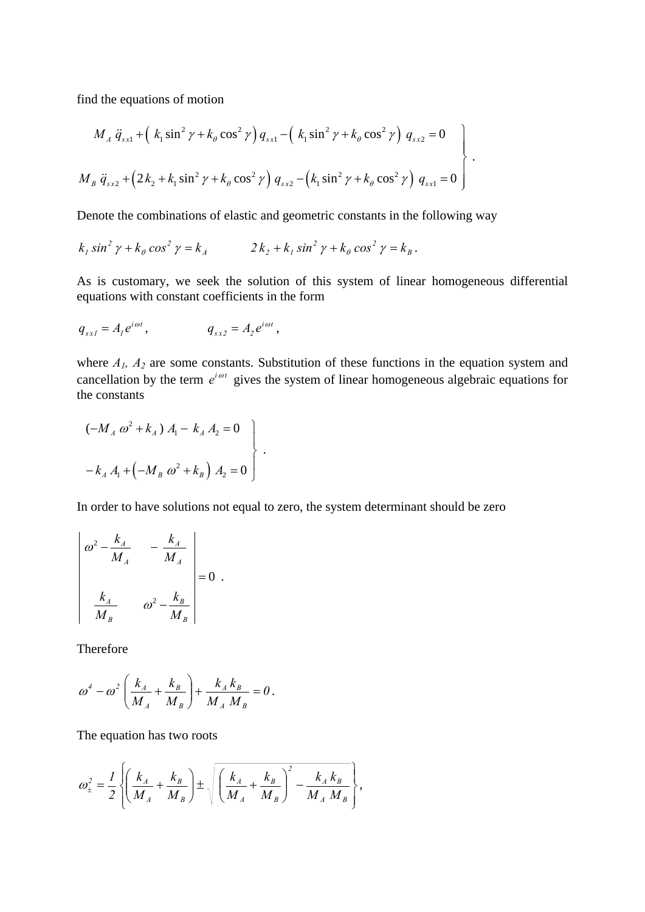find the equations of motion

$$
\left.
\begin{aligned}
M_A\,\ddot{q}_{sx1} + \left( k_1 \sin^2\gamma + k_\theta \cos^2\gamma \right) q_{sx1} - \left( k_1 \sin^2\gamma + k_\theta \cos^2\gamma \right) q_{sx2} = 0 \\
M_B\,\ddot{q}_{sx2} + \left( 2k_2 + k_1 \sin^2\gamma + k_\theta \cos^2\gamma \right) q_{sx2} - \left( k_1 \sin^2\gamma + k_\theta \cos^2\gamma \right) q_{sx1} = 0
\end{aligned}
\right\} .
$$

Denote the combinations of elastic and geometric constants in the following way

$$
k_1 \sin^2\gamma + k_\theta \cos^2\gamma = k_A \qquad\qquad 2k_2 + k_1 \sin^2\gamma + k_\theta \cos^2\gamma = k_B \,.
$$

As is customary, we seek the solution of this system of linear homogeneous differential equations with constant coefficients in the form

$$
q_{sx1} = A_1 e^{i\omega t}, \qquad\qquad q_{sx2} = A_2 e^{i\omega t},
$$

where $A_1$, $A_2$ are some constants. Substitution of these functions in the equation system and cancellation by the term $e^{i\omega t}$ gives the system of linear homogeneous algebraic equations for the constants

$$
\left.
\begin{aligned}
(-M_A\,\omega^2 + k_A)\,A_1 - k_A\,A_2 = 0 \\
-k_A\,A_1 + \left( -M_B\,\omega^2 + k_B \right) A_2 = 0
\end{aligned}
\right\} .
$$

In order to have solutions not equal to zero, the system determinant should be zero

$$
\begin{vmatrix}
\omega^2 - \dfrac{k_A}{M_A} & -\dfrac{k_A}{M_A} \\[2ex]
\dfrac{k_A}{M_B} & \omega^2 - \dfrac{k_B}{M_B}
\end{vmatrix} = 0 \;.
$$

Therefore

$$
\omega^4 - \omega^2 \left( \frac{k_A}{M_A} + \frac{k_B}{M_B} \right) + \frac{k_A\,k_B}{M_A\,M_B} = 0 \,.
$$

The equation has two roots

$$
\omega_\pm^2 = \frac{1}{2} \left\{ \left( \frac{k_A}{M_A} + \frac{k_B}{M_B} \right) \pm \sqrt{ \left( \frac{k_A}{M_A} + \frac{k_B}{M_B} \right)^2 - \frac{k_A\,k_B}{M_A\,M_B} } \right\},
$$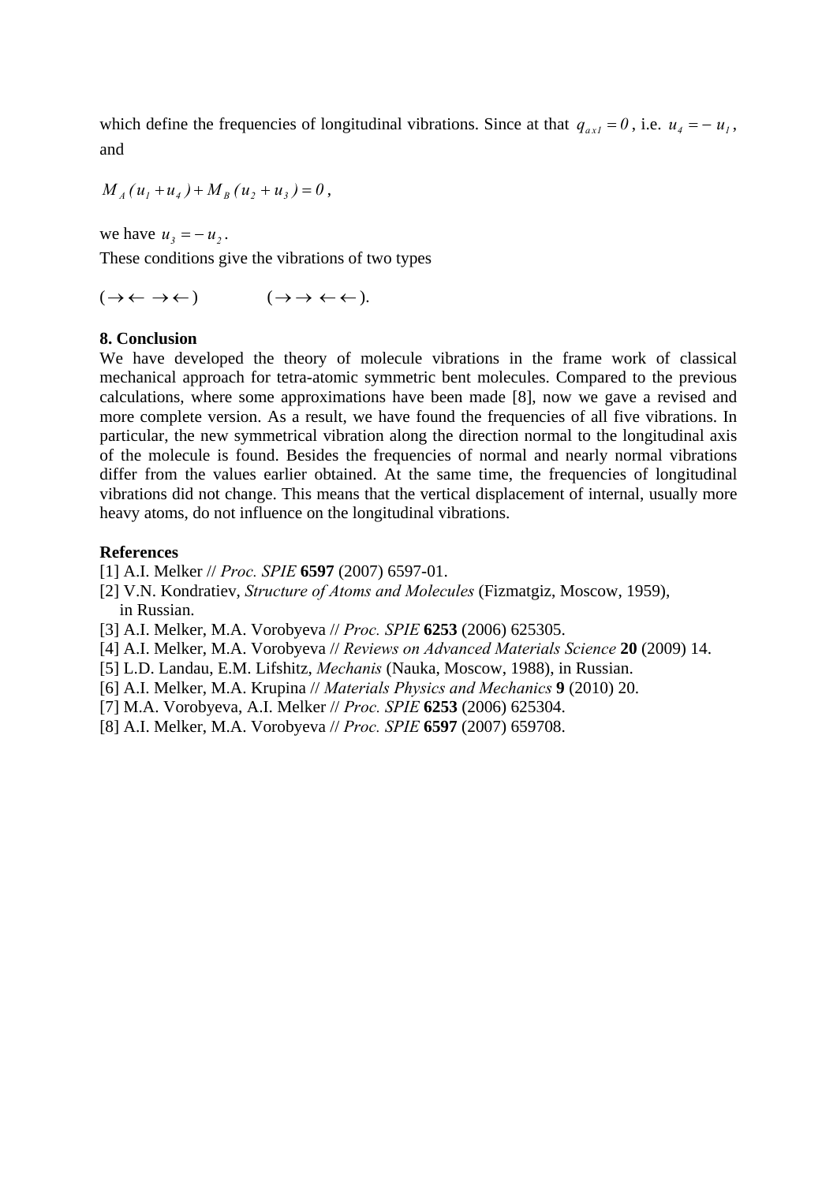which define the frequencies of longitudinal vibrations. Since at that $q_{ax1} = 0$, i.e. $u_4 = -u_1$, and

$$M_A(u_1 + u_4) + M_B(u_2 + u_3) = 0\,,$$

we have $u_3 = -u_2$.
These conditions give the vibrations of two types

$(\rightarrow\leftarrow\ \rightarrow\leftarrow)$ $\qquad\qquad$ $(\rightarrow\rightarrow\ \leftarrow\leftarrow)$.

**8. Conclusion**

We have developed the theory of molecule vibrations in the frame work of classical mechanical approach for tetra-atomic symmetric bent molecules. Compared to the previous calculations, where some approximations have been made [8], now we gave a revised and more complete version. As a result, we have found the frequencies of all five vibrations. In particular, the new symmetrical vibration along the direction normal to the longitudinal axis of the molecule is found. Besides the frequencies of normal and nearly normal vibrations differ from the values earlier obtained. At the same time, the frequencies of longitudinal vibrations did not change. This means that the vertical displacement of internal, usually more heavy atoms, do not influence on the longitudinal vibrations.

**References**

[1] A.I. Melker // *Proc. SPIE* **6597** (2007) 6597-01.
[2] V.N. Kondratiev, *Structure of Atoms and Molecules* (Fizmatgiz, Moscow, 1959), in Russian.
[3] A.I. Melker, M.A. Vorobyeva // *Proc. SPIE* **6253** (2006) 625305.
[4] A.I. Melker, M.A. Vorobyeva // *Reviews on Advanced Materials Science* **20** (2009) 14.
[5] L.D. Landau, E.M. Lifshitz, *Mechanis* (Nauka, Moscow, 1988), in Russian.
[6] A.I. Melker, M.A. Krupina // *Materials Physics and Mechanics* **9** (2010) 20.
[7] M.A. Vorobyeva, A.I. Melker // *Proc. SPIE* **6253** (2006) 625304.
[8] A.I. Melker, M.A. Vorobyeva // *Proc. SPIE* **6597** (2007) 659708.